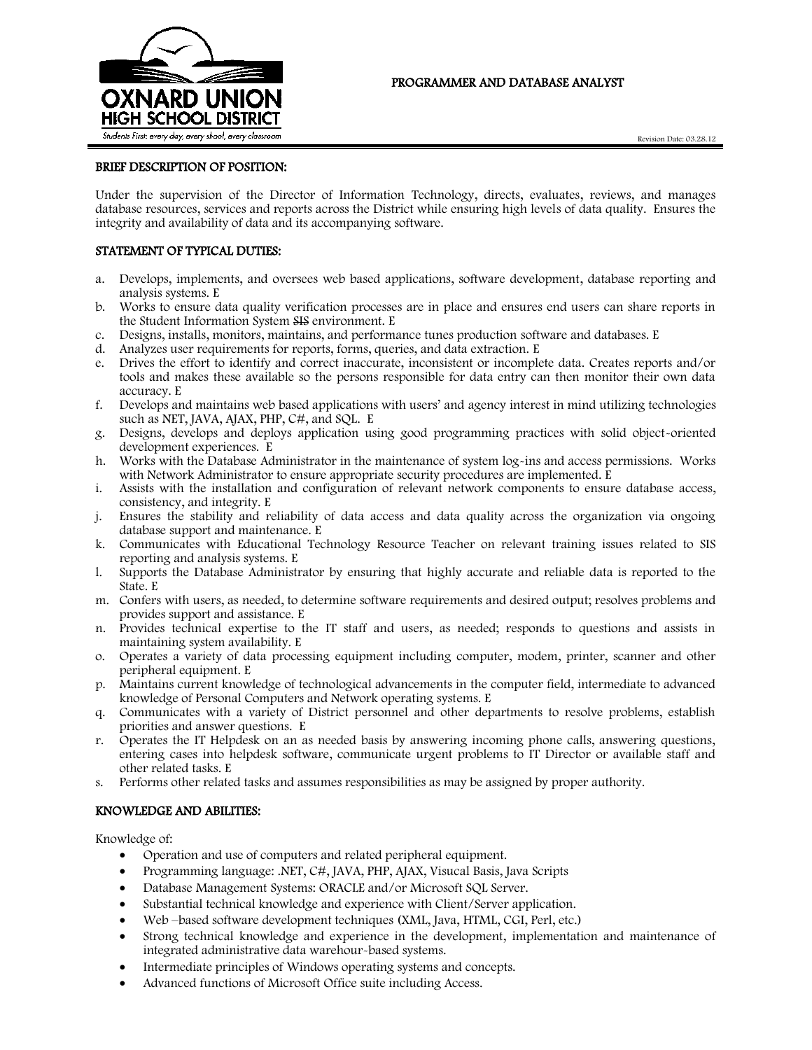Oxnard Union High School District

Students First: every day, every shool, every classroom

# PROGRAMMER AND DATABASE ANALYST

Revision Date: 03.28.12

## BRIEF DESCRIPTION OF POSITION:

Under the supervision of the Director of Information Technology, directs, evaluates, reviews, and manages database resources, services and reports across the District while ensuring high levels of data quality. Ensures the integrity and availability of data and its accompanying software.

## STATEMENT OF TYPICAL DUTIES:

a. Develops, implements, and oversees web based applications, software development, database reporting and analysis systems. E
b. Works to ensure data quality verification processes are in place and ensures end users can share reports in the Student Information System ~~SIS~~ environment. E
c. Designs, installs, monitors, maintains, and performance tunes production software and databases. E
d. Analyzes user requirements for reports, forms, queries, and data extraction. E
e. Drives the effort to identify and correct inaccurate, inconsistent or incomplete data. Creates reports and/or tools and makes these available so the persons responsible for data entry can then monitor their own data accuracy. E
f. Develops and maintains web based applications with users' and agency interest in mind utilizing technologies such as NET, JAVA, AJAX, PHP, C#, and SQL. E
g. Designs, develops and deploys application using good programming practices with solid object-oriented development experiences. E
h. Works with the Database Administrator in the maintenance of system log-ins and access permissions. Works with Network Administrator to ensure appropriate security procedures are implemented. E
i. Assists with the installation and configuration of relevant network components to ensure database access, consistency, and integrity. E
j. Ensures the stability and reliability of data access and data quality across the organization via ongoing database support and maintenance. E
k. Communicates with Educational Technology Resource Teacher on relevant training issues related to SIS reporting and analysis systems. E
l. Supports the Database Administrator by ensuring that highly accurate and reliable data is reported to the State. E
m. Confers with users, as needed, to determine software requirements and desired output; resolves problems and provides support and assistance. E
n. Provides technical expertise to the IT staff and users, as needed; responds to questions and assists in maintaining system availability. E
o. Operates a variety of data processing equipment including computer, modem, printer, scanner and other peripheral equipment. E
p. Maintains current knowledge of technological advancements in the computer field, intermediate to advanced knowledge of Personal Computers and Network operating systems. E
q. Communicates with a variety of District personnel and other departments to resolve problems, establish priorities and answer questions. E
r. Operates the IT Helpdesk on an as needed basis by answering incoming phone calls, answering questions, entering cases into helpdesk software, communicate urgent problems to IT Director or available staff and other related tasks. E
s. Performs other related tasks and assumes responsibilities as may be assigned by proper authority.

## KNOWLEDGE AND ABILITIES:

Knowledge of:

- Operation and use of computers and related peripheral equipment.
- Programming language: .NET, C#, JAVA, PHP, AJAX, Visucal Basis, Java Scripts
- Database Management Systems: ORACLE and/or Microsoft SQL Server.
- Substantial technical knowledge and experience with Client/Server application.
- Web –based software development techniques (XML, Java, HTML, CGI, Perl, etc.)
- Strong technical knowledge and experience in the development, implementation and maintenance of integrated administrative data warehour-based systems.
- Intermediate principles of Windows operating systems and concepts.
- Advanced functions of Microsoft Office suite including Access.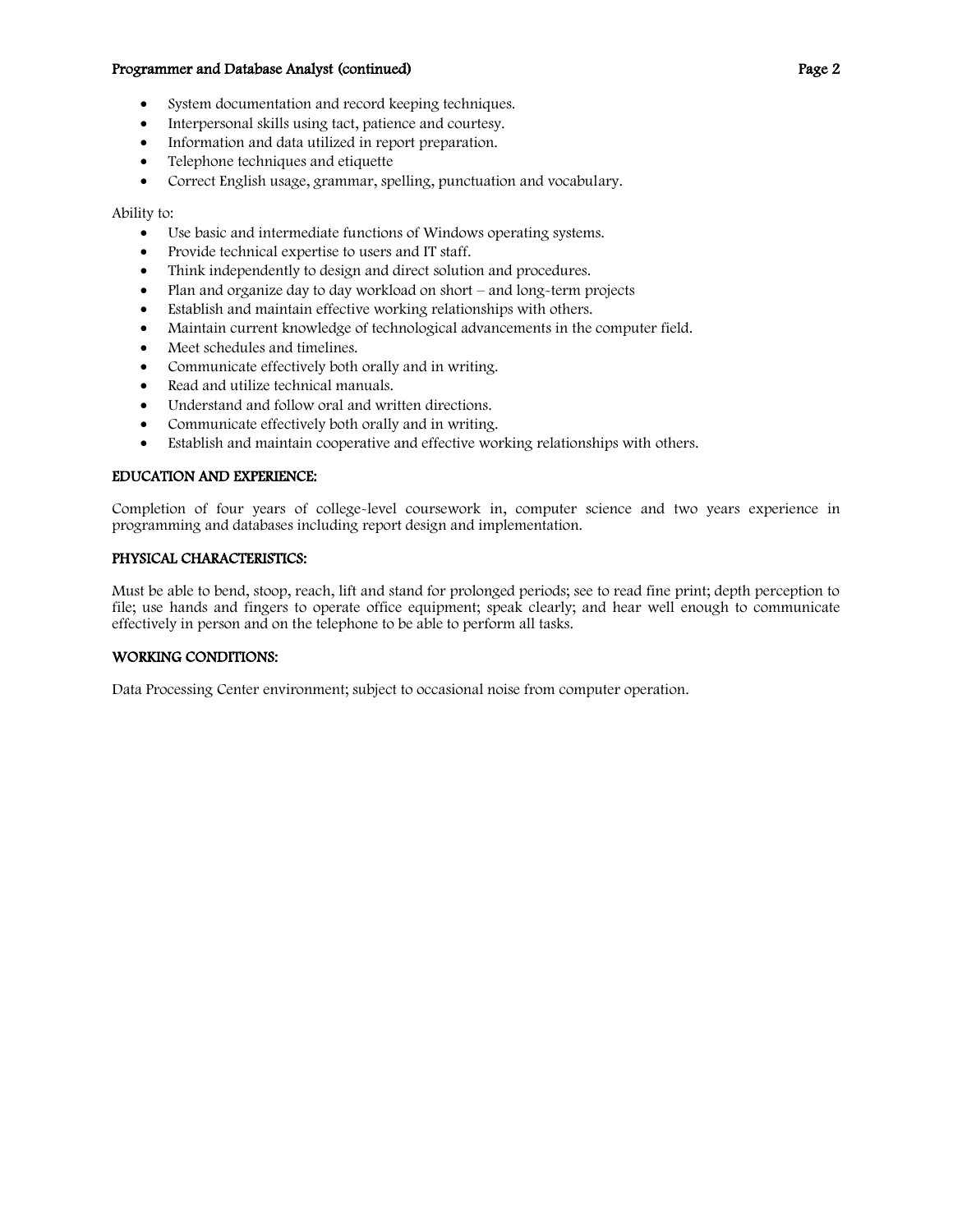- System documentation and record keeping techniques.
- Interpersonal skills using tact, patience and courtesy.
- Information and data utilized in report preparation.
- Telephone techniques and etiquette
- Correct English usage, grammar, spelling, punctuation and vocabulary.

Ability to:

- Use basic and intermediate functions of Windows operating systems.
- Provide technical expertise to users and IT staff.
- Think independently to design and direct solution and procedures.
- Plan and organize day to day workload on short – and long-term projects
- Establish and maintain effective working relationships with others.
- Maintain current knowledge of technological advancements in the computer field.
- Meet schedules and timelines.
- Communicate effectively both orally and in writing.
- Read and utilize technical manuals.
- Understand and follow oral and written directions.
- Communicate effectively both orally and in writing.
- Establish and maintain cooperative and effective working relationships with others.

**EDUCATION AND EXPERIENCE:**

Completion of four years of college-level coursework in, computer science and two years experience in programming and databases including report design and implementation.

**PHYSICAL CHARACTERISTICS:**

Must be able to bend, stoop, reach, lift and stand for prolonged periods; see to read fine print; depth perception to file; use hands and fingers to operate office equipment; speak clearly; and hear well enough to communicate effectively in person and on the telephone to be able to perform all tasks.

**WORKING CONDITIONS:**

Data Processing Center environment; subject to occasional noise from computer operation.